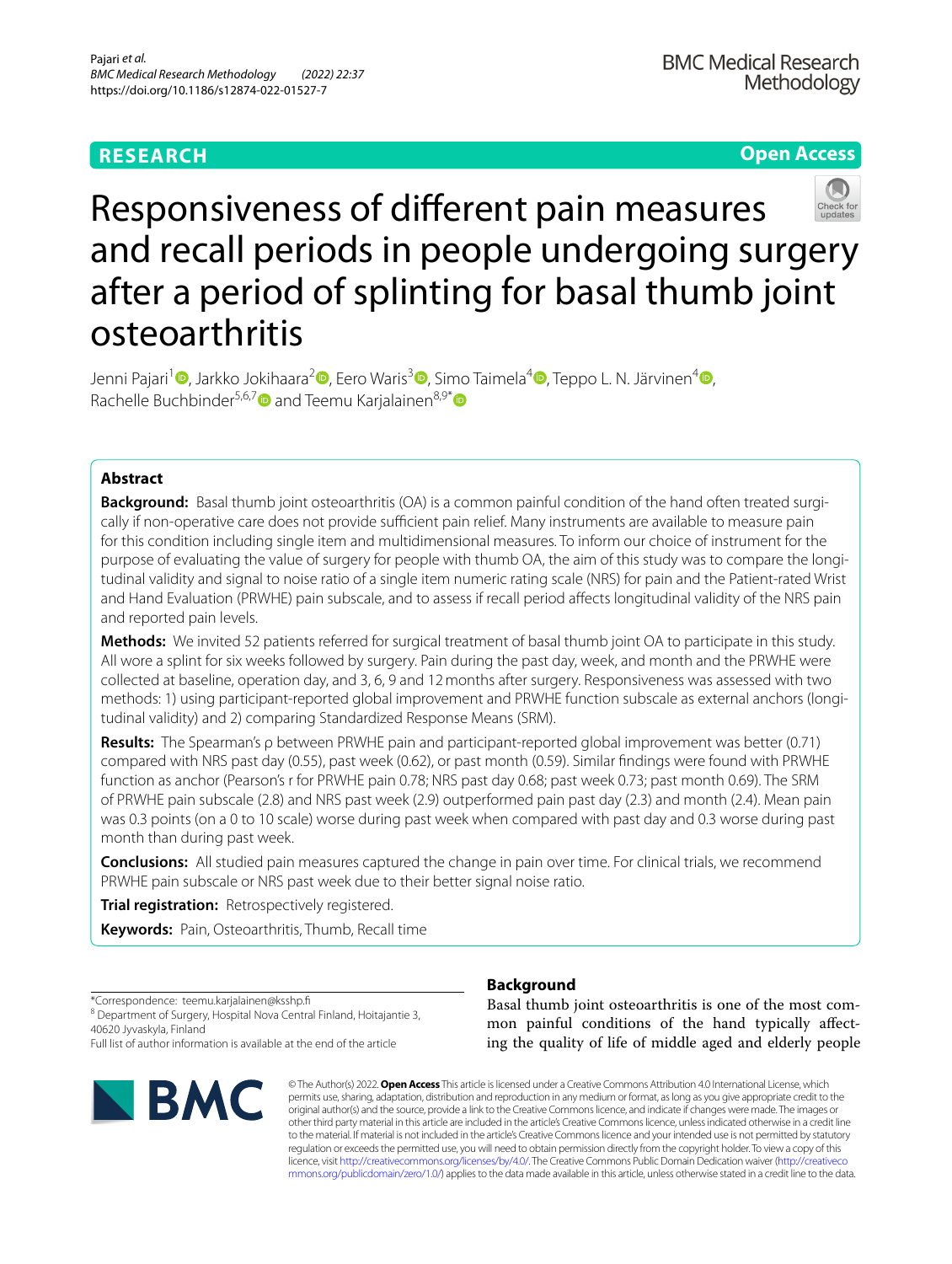RESEARCH

Open Access

# Responsiveness of different pain measures and recall periods in people undergoing surgery after a period of splinting for basal thumb joint osteoarthritis

Jenni Pajari[1], Jarkko Jokihaara[2], Eero Waris[3], Simo Taimela[4], Teppo L. N. Järvinen[4], Rachelle Buchbinder[5,6,7] and Teemu Karjalainen[8,9*]

## Abstract

**Background:** Basal thumb joint osteoarthritis (OA) is a common painful condition of the hand often treated surgically if non-operative care does not provide sufficient pain relief. Many instruments are available to measure pain for this condition including single item and multidimensional measures. To inform our choice of instrument for the purpose of evaluating the value of surgery for people with thumb OA, the aim of this study was to compare the longitudinal validity and signal to noise ratio of a single item numeric rating scale (NRS) for pain and the Patient-rated Wrist and Hand Evaluation (PRWHE) pain subscale, and to assess if recall period affects longitudinal validity of the NRS pain and reported pain levels.

**Methods:** We invited 52 patients referred for surgical treatment of basal thumb joint OA to participate in this study. All wore a splint for six weeks followed by surgery. Pain during the past day, week, and month and the PRWHE were collected at baseline, operation day, and 3, 6, 9 and 12 months after surgery. Responsiveness was assessed with two methods: 1) using participant-reported global improvement and PRWHE function subscale as external anchors (longitudinal validity) and 2) comparing Standardized Response Means (SRM).

**Results:** The Spearman's ρ between PRWHE pain and participant-reported global improvement was better (0.71) compared with NRS past day (0.55), past week (0.62), or past month (0.59). Similar findings were found with PRWHE function as anchor (Pearson's r for PRWHE pain 0.78; NRS past day 0.68; past week 0.73; past month 0.69). The SRM of PRWHE pain subscale (2.8) and NRS past week (2.9) outperformed pain past day (2.3) and month (2.4). Mean pain was 0.3 points (on a 0 to 10 scale) worse during past week when compared with past day and 0.3 worse during past month than during past week.

**Conclusions:** All studied pain measures captured the change in pain over time. For clinical trials, we recommend PRWHE pain subscale or NRS past week due to their better signal noise ratio.

**Trial registration:** Retrospectively registered.

**Keywords:** Pain, Osteoarthritis, Thumb, Recall time

*Correspondence: teemu.karjalainen@ksshp.fi

[8] Department of Surgery, Hospital Nova Central Finland, Hoitajantie 3, 40620 Jyvaskyla, Finland

Full list of author information is available at the end of the article

## Background

Basal thumb joint osteoarthritis is one of the most common painful conditions of the hand typically affecting the quality of life of middle aged and elderly people

© The Author(s) 2022. **Open Access** This article is licensed under a Creative Commons Attribution 4.0 International License, which permits use, sharing, adaptation, distribution and reproduction in any medium or format, as long as you give appropriate credit to the original author(s) and the source, provide a link to the Creative Commons licence, and indicate if changes were made. The images or other third party material in this article are included in the article's Creative Commons licence, unless indicated otherwise in a credit line to the material. If material is not included in the article's Creative Commons licence and your intended use is not permitted by statutory regulation or exceeds the permitted use, you will need to obtain permission directly from the copyright holder. To view a copy of this licence, visit http://creativecommons.org/licenses/by/4.0/. The Creative Commons Public Domain Dedication waiver (http://creativecommons.org/publicdomain/zero/1.0/) applies to the data made available in this article, unless otherwise stated in a credit line to the data.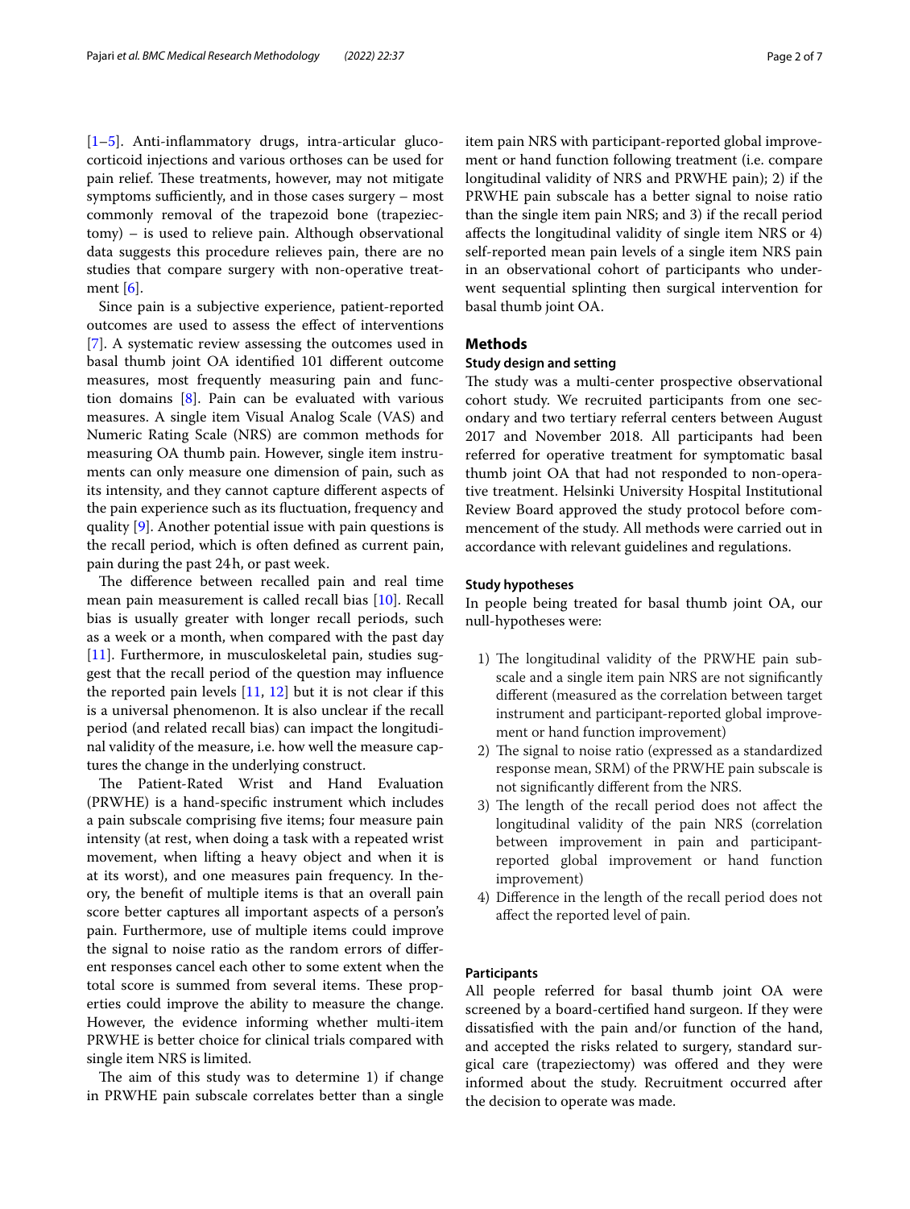[1–5]. Anti-inflammatory drugs, intra-articular glucocorticoid injections and various orthoses can be used for pain relief. These treatments, however, may not mitigate symptoms sufficiently, and in those cases surgery – most commonly removal of the trapezoid bone (trapeziectomy) – is used to relieve pain. Although observational data suggests this procedure relieves pain, there are no studies that compare surgery with non-operative treatment [6].

Since pain is a subjective experience, patient-reported outcomes are used to assess the effect of interventions [7]. A systematic review assessing the outcomes used in basal thumb joint OA identified 101 different outcome measures, most frequently measuring pain and function domains [8]. Pain can be evaluated with various measures. A single item Visual Analog Scale (VAS) and Numeric Rating Scale (NRS) are common methods for measuring OA thumb pain. However, single item instruments can only measure one dimension of pain, such as its intensity, and they cannot capture different aspects of the pain experience such as its fluctuation, frequency and quality [9]. Another potential issue with pain questions is the recall period, which is often defined as current pain, pain during the past 24 h, or past week.

The difference between recalled pain and real time mean pain measurement is called recall bias [10]. Recall bias is usually greater with longer recall periods, such as a week or a month, when compared with the past day [11]. Furthermore, in musculoskeletal pain, studies suggest that the recall period of the question may influence the reported pain levels [11, 12] but it is not clear if this is a universal phenomenon. It is also unclear if the recall period (and related recall bias) can impact the longitudinal validity of the measure, i.e. how well the measure captures the change in the underlying construct.

The Patient-Rated Wrist and Hand Evaluation (PRWHE) is a hand-specific instrument which includes a pain subscale comprising five items; four measure pain intensity (at rest, when doing a task with a repeated wrist movement, when lifting a heavy object and when it is at its worst), and one measures pain frequency. In theory, the benefit of multiple items is that an overall pain score better captures all important aspects of a person's pain. Furthermore, use of multiple items could improve the signal to noise ratio as the random errors of different responses cancel each other to some extent when the total score is summed from several items. These properties could improve the ability to measure the change. However, the evidence informing whether multi-item PRWHE is better choice for clinical trials compared with single item NRS is limited.

The aim of this study was to determine 1) if change in PRWHE pain subscale correlates better than a single item pain NRS with participant-reported global improvement or hand function following treatment (i.e. compare longitudinal validity of NRS and PRWHE pain); 2) if the PRWHE pain subscale has a better signal to noise ratio than the single item pain NRS; and 3) if the recall period affects the longitudinal validity of single item NRS or 4) self-reported mean pain levels of a single item NRS pain in an observational cohort of participants who underwent sequential splinting then surgical intervention for basal thumb joint OA.

## Methods

### Study design and setting

The study was a multi-center prospective observational cohort study. We recruited participants from one secondary and two tertiary referral centers between August 2017 and November 2018. All participants had been referred for operative treatment for symptomatic basal thumb joint OA that had not responded to non-operative treatment. Helsinki University Hospital Institutional Review Board approved the study protocol before commencement of the study. All methods were carried out in accordance with relevant guidelines and regulations.

### Study hypotheses

In people being treated for basal thumb joint OA, our null-hypotheses were:

1) The longitudinal validity of the PRWHE pain subscale and a single item pain NRS are not significantly different (measured as the correlation between target instrument and participant-reported global improvement or hand function improvement)
2) The signal to noise ratio (expressed as a standardized response mean, SRM) of the PRWHE pain subscale is not significantly different from the NRS.
3) The length of the recall period does not affect the longitudinal validity of the pain NRS (correlation between improvement in pain and participant-reported global improvement or hand function improvement)
4) Difference in the length of the recall period does not affect the reported level of pain.

### Participants

All people referred for basal thumb joint OA were screened by a board-certified hand surgeon. If they were dissatisfied with the pain and/or function of the hand, and accepted the risks related to surgery, standard surgical care (trapeziectomy) was offered and they were informed about the study. Recruitment occurred after the decision to operate was made.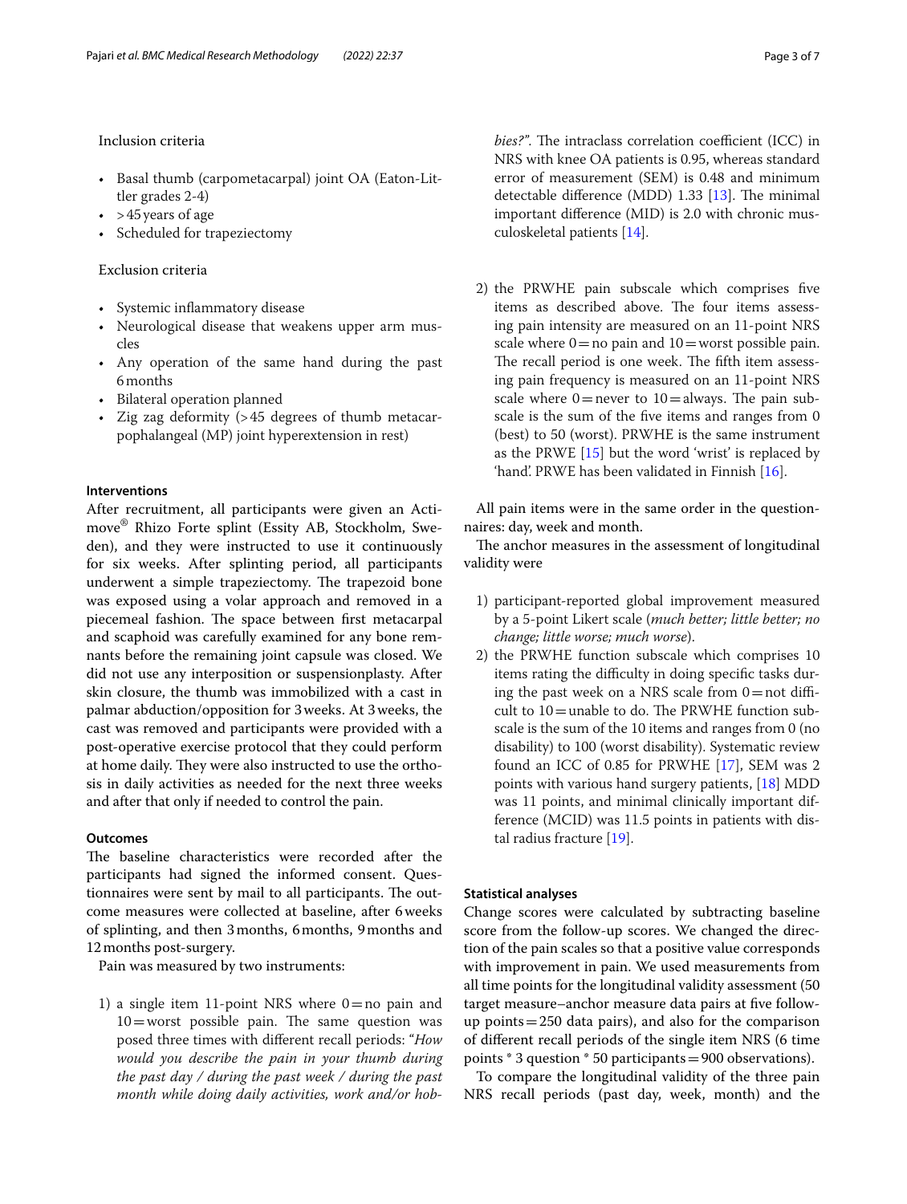Inclusion criteria

- Basal thumb (carpometacarpal) joint OA (Eaton-Littler grades 2-4)
- >45 years of age
- Scheduled for trapeziectomy

Exclusion criteria

- Systemic inflammatory disease
- Neurological disease that weakens upper arm muscles
- Any operation of the same hand during the past 6 months
- Bilateral operation planned
- Zig zag deformity (>45 degrees of thumb metacarpophalangeal (MP) joint hyperextension in rest)

### Interventions

After recruitment, all participants were given an Actimove® Rhizo Forte splint (Essity AB, Stockholm, Sweden), and they were instructed to use it continuously for six weeks. After splinting period, all participants underwent a simple trapeziectomy. The trapezoid bone was exposed using a volar approach and removed in a piecemeal fashion. The space between first metacarpal and scaphoid was carefully examined for any bone remnants before the remaining joint capsule was closed. We did not use any interposition or suspensionplasty. After skin closure, the thumb was immobilized with a cast in palmar abduction/opposition for 3 weeks. At 3 weeks, the cast was removed and participants were provided with a post-operative exercise protocol that they could perform at home daily. They were also instructed to use the orthosis in daily activities as needed for the next three weeks and after that only if needed to control the pain.

### Outcomes

The baseline characteristics were recorded after the participants had signed the informed consent. Questionnaires were sent by mail to all participants. The outcome measures were collected at baseline, after 6 weeks of splinting, and then 3 months, 6 months, 9 months and 12 months post-surgery.

Pain was measured by two instruments:

1) a single item 11-point NRS where 0 = no pain and 10 = worst possible pain. The same question was posed three times with different recall periods: "*How would you describe the pain in your thumb during the past day / during the past week / during the past month while doing daily activities, work and/or hobbies?*". The intraclass correlation coefficient (ICC) in NRS with knee OA patients is 0.95, whereas standard error of measurement (SEM) is 0.48 and minimum detectable difference (MDD) 1.33 [13]. The minimal important difference (MID) is 2.0 with chronic musculoskeletal patients [14].

2) the PRWHE pain subscale which comprises five items as described above. The four items assessing pain intensity are measured on an 11-point NRS scale where 0 = no pain and 10 = worst possible pain. The recall period is one week. The fifth item assessing pain frequency is measured on an 11-point NRS scale where 0 = never to 10 = always. The pain subscale is the sum of the five items and ranges from 0 (best) to 50 (worst). PRWHE is the same instrument as the PRWE [15] but the word 'wrist' is replaced by 'hand'. PRWE has been validated in Finnish [16].

All pain items were in the same order in the questionnaires: day, week and month.

The anchor measures in the assessment of longitudinal validity were

1) participant-reported global improvement measured by a 5-point Likert scale (*much better; little better; no change; little worse; much worse*).
2) the PRWHE function subscale which comprises 10 items rating the difficulty in doing specific tasks during the past week on a NRS scale from 0 = not difficult to 10 = unable to do. The PRWHE function subscale is the sum of the 10 items and ranges from 0 (no disability) to 100 (worst disability). Systematic review found an ICC of 0.85 for PRWHE [17], SEM was 2 points with various hand surgery patients, [18] MDD was 11 points, and minimal clinically important difference (MCID) was 11.5 points in patients with distal radius fracture [19].

### Statistical analyses

Change scores were calculated by subtracting baseline score from the follow-up scores. We changed the direction of the pain scales so that a positive value corresponds with improvement in pain. We used measurements from all time points for the longitudinal validity assessment (50 target measure–anchor measure data pairs at five follow-up points = 250 data pairs), and also for the comparison of different recall periods of the single item NRS (6 time points * 3 question * 50 participants = 900 observations).

To compare the longitudinal validity of the three pain NRS recall periods (past day, week, month) and the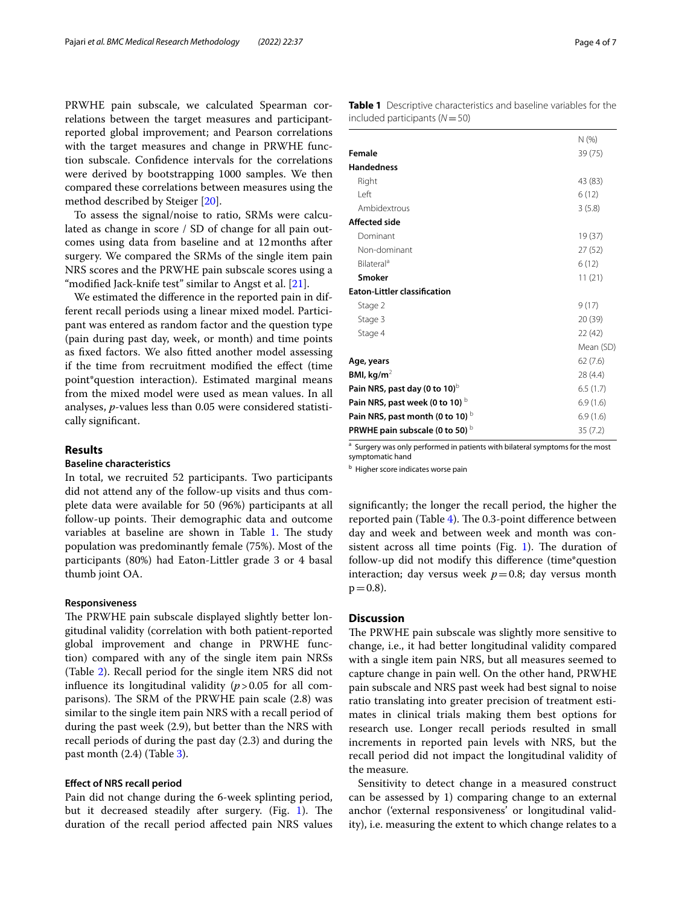PRWHE pain subscale, we calculated Spearman correlations between the target measures and participant-reported global improvement; and Pearson correlations with the target measures and change in PRWHE function subscale. Confidence intervals for the correlations were derived by bootstrapping 1000 samples. We then compared these correlations between measures using the method described by Steiger [20].

To assess the signal/noise to ratio, SRMs were calculated as change in score / SD of change for all pain outcomes using data from baseline and at 12 months after surgery. We compared the SRMs of the single item pain NRS scores and the PRWHE pain subscale scores using a "modified Jack-knife test" similar to Angst et al. [21].

We estimated the difference in the reported pain in different recall periods using a linear mixed model. Participant was entered as random factor and the question type (pain during past day, week, or month) and time points as fixed factors. We also fitted another model assessing if the time from recruitment modified the effect (time point*question interaction). Estimated marginal means from the mixed model were used as mean values. In all analyses, $p$-values less than 0.05 were considered statistically significant.

## Results

### Baseline characteristics

In total, we recruited 52 participants. Two participants did not attend any of the follow-up visits and thus complete data were available for 50 (96%) participants at all follow-up points. Their demographic data and outcome variables at baseline are shown in Table 1. The study population was predominantly female (75%). Most of the participants (80%) had Eaton-Littler grade 3 or 4 basal thumb joint OA.

**Table 1** Descriptive characteristics and baseline variables for the included participants ($N = 50$)

| | N (%) |
|---|---|
| **Female** | 39 (75) |
| **Handedness** | |
| Right | 43 (83) |
| Left | 6 (12) |
| Ambidextrous | 3 (5.8) |
| **Affected side** | |
| Dominant | 19 (37) |
| Non-dominant | 27 (52) |
| Bilateral[a] | 6 (12) |
| **Smoker** | 11 (21) |
| **Eaton-Littler classification** | |
| Stage 2 | 9 (17) |
| Stage 3 | 20 (39) |
| Stage 4 | 22 (42) |
| | Mean (SD) |
| **Age, years** | 62 (7.6) |
| **BMI, kg/m$^2$** | 28 (4.4) |
| **Pain NRS, past day (0 to 10)**[b] | 6.5 (1.7) |
| **Pain NRS, past week (0 to 10)**[b] | 6.9 (1.6) |
| **Pain NRS, past month (0 to 10)**[b] | 6.9 (1.6) |
| **PRWHE pain subscale (0 to 50)**[b] | 35 (7.2) |

[a] Surgery was only performed in patients with bilateral symptoms for the most symptomatic hand

[b] Higher score indicates worse pain

### Responsiveness

The PRWHE pain subscale displayed slightly better longitudinal validity (correlation with both patient-reported global improvement and change in PRWHE function) compared with any of the single item pain NRSs (Table 2). Recall period for the single item NRS did not influence its longitudinal validity ($p > 0.05$ for all comparisons). The SRM of the PRWHE pain scale (2.8) was similar to the single item pain NRS with a recall period of during the past week (2.9), but better than the NRS with recall periods of during the past day (2.3) and during the past month (2.4) (Table 3).

### Effect of NRS recall period

Pain did not change during the 6-week splinting period, but it decreased steadily after surgery. (Fig. 1). The duration of the recall period affected pain NRS values significantly; the longer the recall period, the higher the reported pain (Table 4). The 0.3-point difference between day and week and between week and month was consistent across all time points (Fig. 1). The duration of follow-up did not modify this difference (time*question interaction; day versus week $p = 0.8$; day versus month $p = 0.8$).

## Discussion

The PRWHE pain subscale was slightly more sensitive to change, i.e., it had better longitudinal validity compared with a single item pain NRS, but all measures seemed to capture change in pain well. On the other hand, PRWHE pain subscale and NRS past week had best signal to noise ratio translating into greater precision of treatment estimates in clinical trials making them best options for research use. Longer recall periods resulted in small increments in reported pain levels with NRS, but the recall period did not impact the longitudinal validity of the measure.

Sensitivity to detect change in a measured construct can be assessed by 1) comparing change to an external anchor ('external responsiveness' or longitudinal validity), i.e. measuring the extent to which change relates to a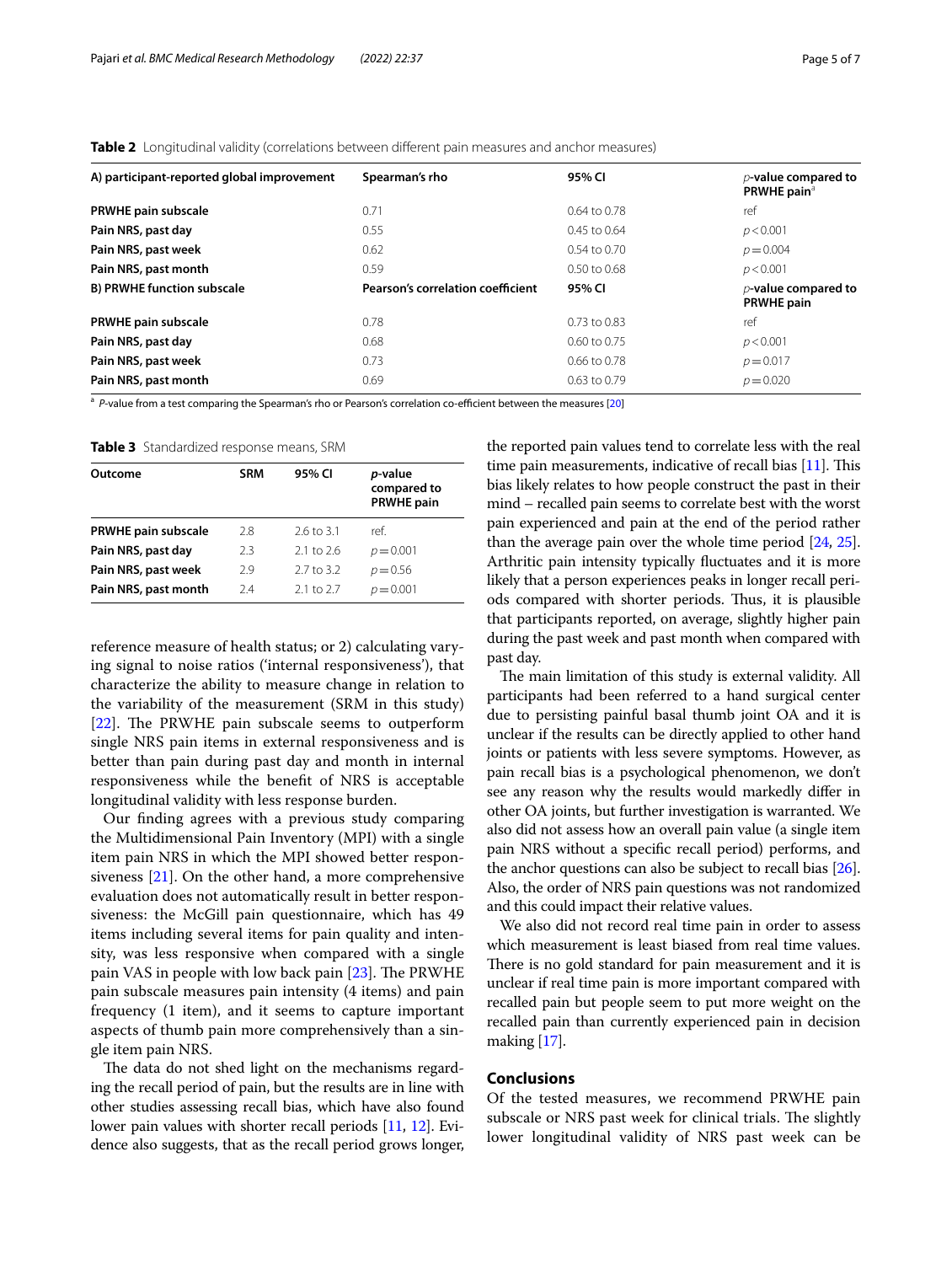**Table 2** Longitudinal validity (correlations between different pain measures and anchor measures)

| A) participant-reported global improvement | Spearman's rho | 95% CI | *p*-value compared to PRWHE pain[a] |
|---|---|---|---|
| **PRWHE pain subscale** | 0.71 | 0.64 to 0.78 | ref |
| **Pain NRS, past day** | 0.55 | 0.45 to 0.64 | $p < 0.001$ |
| **Pain NRS, past week** | 0.62 | 0.54 to 0.70 | $p = 0.004$ |
| **Pain NRS, past month** | 0.59 | 0.50 to 0.68 | $p < 0.001$ |
| **B) PRWHE function subscale** | **Pearson's correlation coefficient** | **95% CI** | ***p*-value compared to PRWHE pain** |
| **PRWHE pain subscale** | 0.78 | 0.73 to 0.83 | ref |
| **Pain NRS, past day** | 0.68 | 0.60 to 0.75 | $p < 0.001$ |
| **Pain NRS, past week** | 0.73 | 0.66 to 0.78 | $p = 0.017$ |
| **Pain NRS, past month** | 0.69 | 0.63 to 0.79 | $p = 0.020$ |

[a] *P*-value from a test comparing the Spearman's rho or Pearson's correlation co-efficient between the measures [20]

**Table 3** Standardized response means, SRM

| Outcome | SRM | 95% CI | *p*-value compared to PRWHE pain |
|---|---|---|---|
| **PRWHE pain subscale** | 2.8 | 2.6 to 3.1 | ref. |
| **Pain NRS, past day** | 2.3 | 2.1 to 2.6 | $p = 0.001$ |
| **Pain NRS, past week** | 2.9 | 2.7 to 3.2 | $p = 0.56$ |
| **Pain NRS, past month** | 2.4 | 2.1 to 2.7 | $p = 0.001$ |

reference measure of health status; or 2) calculating varying signal to noise ratios ('internal responsiveness'), that characterize the ability to measure change in relation to the variability of the measurement (SRM in this study) [22]. The PRWHE pain subscale seems to outperform single NRS pain items in external responsiveness and is better than pain during past day and month in internal responsiveness while the benefit of NRS is acceptable longitudinal validity with less response burden.

Our finding agrees with a previous study comparing the Multidimensional Pain Inventory (MPI) with a single item pain NRS in which the MPI showed better responsiveness [21]. On the other hand, a more comprehensive evaluation does not automatically result in better responsiveness: the McGill pain questionnaire, which has 49 items including several items for pain quality and intensity, was less responsive when compared with a single pain VAS in people with low back pain [23]. The PRWHE pain subscale measures pain intensity (4 items) and pain frequency (1 item), and it seems to capture important aspects of thumb pain more comprehensively than a single item pain NRS.

The data do not shed light on the mechanisms regarding the recall period of pain, but the results are in line with other studies assessing recall bias, which have also found lower pain values with shorter recall periods [11, 12]. Evidence also suggests, that as the recall period grows longer, the reported pain values tend to correlate less with the real time pain measurements, indicative of recall bias [11]. This bias likely relates to how people construct the past in their mind – recalled pain seems to correlate best with the worst pain experienced and pain at the end of the period rather than the average pain over the whole time period [24, 25]. Arthritic pain intensity typically fluctuates and it is more likely that a person experiences peaks in longer recall periods compared with shorter periods. Thus, it is plausible that participants reported, on average, slightly higher pain during the past week and past month when compared with past day.

The main limitation of this study is external validity. All participants had been referred to a hand surgical center due to persisting painful basal thumb joint OA and it is unclear if the results can be directly applied to other hand joints or patients with less severe symptoms. However, as pain recall bias is a psychological phenomenon, we don't see any reason why the results would markedly differ in other OA joints, but further investigation is warranted. We also did not assess how an overall pain value (a single item pain NRS without a specific recall period) performs, and the anchor questions can also be subject to recall bias [26]. Also, the order of NRS pain questions was not randomized and this could impact their relative values.

We also did not record real time pain in order to assess which measurement is least biased from real time values. There is no gold standard for pain measurement and it is unclear if real time pain is more important compared with recalled pain but people seem to put more weight on the recalled pain than currently experienced pain in decision making [17].

## Conclusions

Of the tested measures, we recommend PRWHE pain subscale or NRS past week for clinical trials. The slightly lower longitudinal validity of NRS past week can be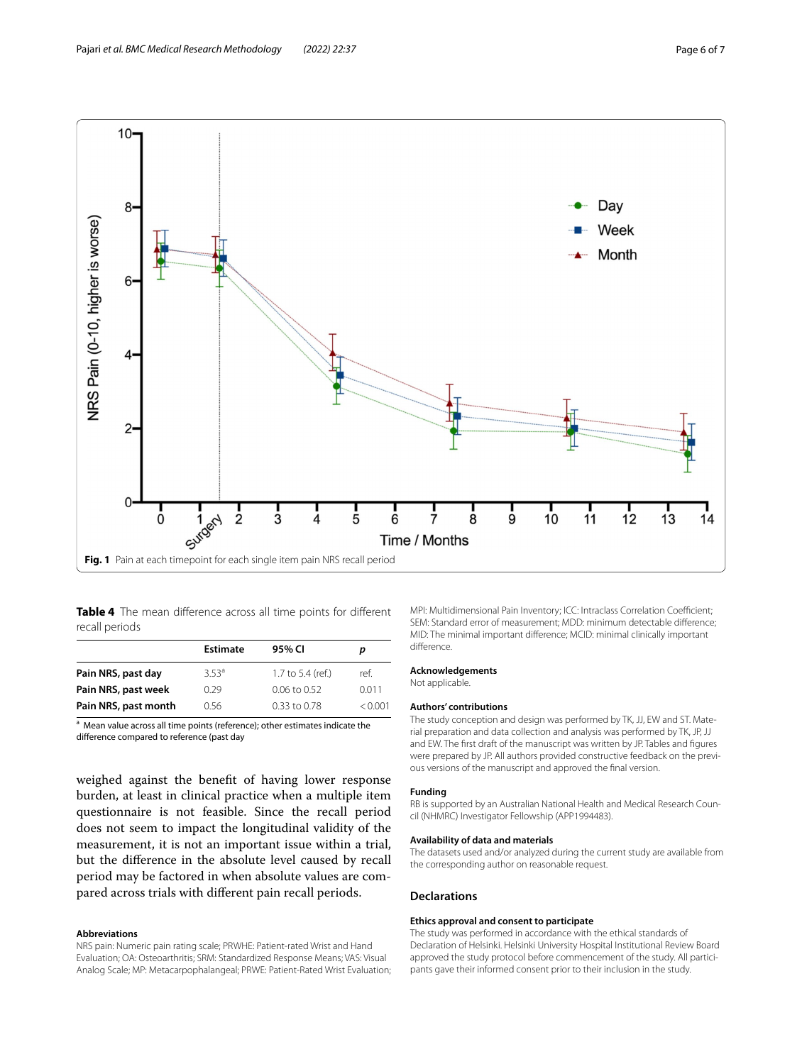Fig. 1 Pain at each timepoint for each single item pain NRS recall period

**Table 4** The mean difference across all time points for different recall periods

| | Estimate | 95% CI | p |
|---|---|---|---|
| **Pain NRS, past day** | 3.53[a] | 1.7 to 5.4 (ref.) | ref. |
| **Pain NRS, past week** | 0.29 | 0.06 to 0.52 | 0.011 |
| **Pain NRS, past month** | 0.56 | 0.33 to 0.78 | < 0.001 |

[a] Mean value across all time points (reference); other estimates indicate the difference compared to reference (past day

weighed against the benefit of having lower response burden, at least in clinical practice when a multiple item questionnaire is not feasible. Since the recall period does not seem to impact the longitudinal validity of the measurement, it is not an important issue within a trial, but the difference in the absolute level caused by recall period may be factored in when absolute values are compared across trials with different pain recall periods.

### Abbreviations

NRS pain: Numeric pain rating scale; PRWHE: Patient-rated Wrist and Hand Evaluation; OA: Osteoarthritis; SRM: Standardized Response Means; VAS: Visual Analog Scale; MP: Metacarpophalangeal; PRWE: Patient-Rated Wrist Evaluation; MPI: Multidimensional Pain Inventory; ICC: Intraclass Correlation Coefficient; SEM: Standard error of measurement; MDD: minimum detectable difference; MID: The minimal important difference; MCID: minimal clinically important difference.

### Acknowledgements

Not applicable.

### Authors' contributions

The study conception and design was performed by TK, JJ, EW and ST. Material preparation and data collection and analysis was performed by TK, JP, JJ and EW. The first draft of the manuscript was written by JP. Tables and figures were prepared by JP. All authors provided constructive feedback on the previous versions of the manuscript and approved the final version.

### Funding

RB is supported by an Australian National Health and Medical Research Council (NHMRC) Investigator Fellowship (APP1994483).

### Availability of data and materials

The datasets used and/or analyzed during the current study are available from the corresponding author on reasonable request.

## Declarations

### Ethics approval and consent to participate

The study was performed in accordance with the ethical standards of Declaration of Helsinki. Helsinki University Hospital Institutional Review Board approved the study protocol before commencement of the study. All participants gave their informed consent prior to their inclusion in the study.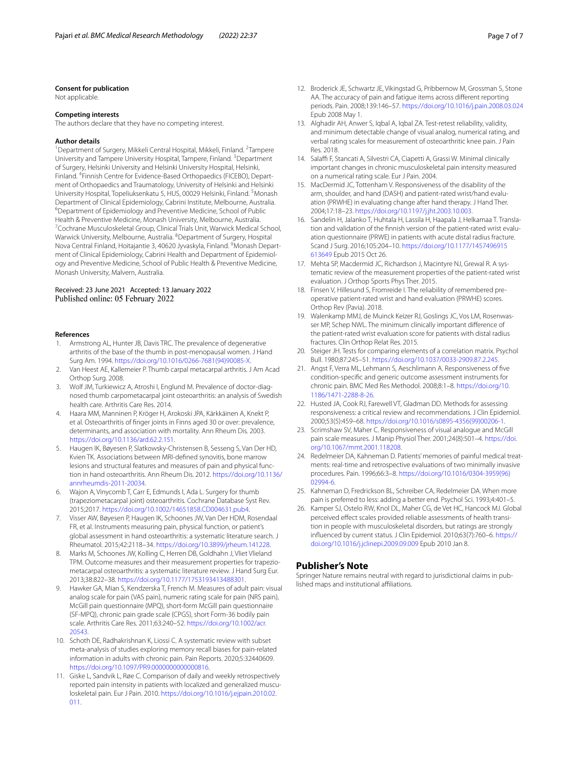### Consent for publication

Not applicable.

### Competing interests

The authors declare that they have no competing interest.

### Author details

[1]Department of Surgery, Mikkeli Central Hospital, Mikkeli, Finland. [2]Tampere University and Tampere University Hospital, Tampere, Finland. [3]Department of Surgery, Helsinki University and Helsinki University Hospital, Helsinki, Finland. [4]Finnish Centre for Evidence-Based Orthopaedics (FICEBO), Department of Orthopaedics and Traumatology, University of Helsinki and Helsinki University Hospital, Topeliuksenkatu 5, HUS, 00029 Helsinki, Finland. [5]Monash Department of Clinical Epidemiology, Cabrini Institute, Melbourne, Australia. [6]Department of Epidemiology and Preventive Medicine, School of Public Health & Preventive Medicine, Monash University, Melbourne, Australia. [7]Cochrane Musculoskeletal Group, Clinical Trials Unit, Warwick Medical School, Warwick University, Melbourne, Australia. [8]Department of Surgery, Hospital Nova Central Finland, Hoitajantie 3, 40620 Jyvaskyla, Finland. [9]Monash Department of Clinical Epidemiology, Cabrini Health and Department of Epidemiology and Preventive Medicine, School of Public Health & Preventive Medicine, Monash University, Malvern, Australia.

Received: 23 June 2021 Accepted: 13 January 2022
Published online: 05 February 2022

### References

1. Armstrong AL, Hunter JB, Davis TRC. The prevalence of degenerative arthritis of the base of the thumb in post-menopausal women. J Hand Surg Am. 1994. https://doi.org/10.1016/0266-7681(94)90085-X.
2. Van Heest AE, Kallemeier P. Thumb carpal metacarpal arthritis. J Am Acad Orthop Surg. 2008.
3. Wolf JM, Turkiewicz A, Atroshi I, Englund M. Prevalence of doctor-diagnosed thumb carpometacarpal joint osteoarthritis: an analysis of Swedish health care. Arthritis Care Res. 2014.
4. Haara MM, Manninen P, Kröger H, Arokoski JPA, Kärkkäinen A, Knekt P, et al. Osteoarthritis of finger joints in Finns aged 30 or over: prevalence, determinants, and association with mortality. Ann Rheum Dis. 2003. https://doi.org/10.1136/ard.62.2.151.
5. Haugen IK, Bøyesen P, Slatkowsky-Christensen B, Sesseng S, Van Der HD, Kvien TK. Associations between MRI-defined synovitis, bone marrow lesions and structural features and measures of pain and physical function in hand osteoarthritis. Ann Rheum Dis. 2012. https://doi.org/10.1136/annrheumdis-2011-20034.
6. Wajon A, Vinycomb T, Carr E, Edmunds I, Ada L. Surgery for thumb (trapeziometacarpal joint) osteoarthritis. Cochrane Database Syst Rev. 2015;2017. https://doi.org/10.1002/14651858.CD004631.pub4.
7. Visser AW, Bøyesen P, Haugen IK, Schoones JW, Van Der HDM, Rosendaal FR, et al. Instruments measuring pain, physical function, or patient's global assessment in hand osteoarthritis: a systematic literature search. J Rheumatol. 2015;42:2118–34. https://doi.org/10.3899/jrheum.141228.
8. Marks M, Schoones JW, Kolling C, Herren DB, Goldhahn J, Vliet Vlieland TPM. Outcome measures and their measurement properties for trapeziometacarpal osteoarthritis: a systematic literature review. J Hand Surg Eur. 2013;38:822–38. https://doi.org/10.1177/1753193413488301.
9. Hawker GA, Mian S, Kendzerska T, French M. Measures of adult pain: visual analog scale for pain (VAS pain), numeric rating scale for pain (NRS pain), McGill pain questionnaire (MPQ), short-form McGill pain questionnaire (SF-MPQ), chronic pain grade scale (CPGS), short Form-36 bodily pain scale. Arthritis Care Res. 2011;63:240–52. https://doi.org/10.1002/acr.20543.
10. Schoth DE, Radhakrishnan K, Liossi C. A systematic review with subset meta-analysis of studies exploring memory recall biases for pain-related information in adults with chronic pain. Pain Reports. 2020;5:32440609. https://doi.org/10.1097/PR9.0000000000000816.
11. Giske L, Sandvik L, Røe C. Comparison of daily and weekly retrospectively reported pain intensity in patients with localized and generalized musculoskeletal pain. Eur J Pain. 2010. https://doi.org/10.1016/j.ejpain.2010.02.011.
12. Broderick JE, Schwartz JE, Vikingstad G, Pribbernow M, Grossman S, Stone AA. The accuracy of pain and fatigue items across different reporting periods. Pain. 2008;139:146–57. https://doi.org/10.1016/j.pain.2008.03.024 Epub 2008 May 1.
13. Alghadir AH, Anwer S, Iqbal A, Iqbal ZA. Test-retest reliability, validity, and minimum detectable change of visual analog, numerical rating, and verbal rating scales for measurement of osteoarthritic knee pain. J Pain Res. 2018.
14. Salaffi F, Stancati A, Silvestri CA, Ciapetti A, Grassi W. Minimal clinically important changes in chronic musculoskeletal pain intensity measured on a numerical rating scale. Eur J Pain. 2004.
15. MacDermid JC, Tottenham V. Responsiveness of the disability of the arm, shoulder, and hand (DASH) and patient-rated wrist/hand evaluation (PRWHE) in evaluating change after hand therapy. J Hand Ther. 2004;17:18–23. https://doi.org/10.1197/j.jht.2003.10.003.
16. Sandelin H, Jalanko T, Huhtala H, Lassila H, Haapala J, Helkamaa T. Translation and validation of the finnish version of the patient-rated wrist evaluation questionnaire (PRWE) in patients with acute distal radius fracture. Scand J Surg. 2016;105:204–10. https://doi.org/10.1177/1457496915613649 Epub 2015 Oct 26.
17. Mehta SP, Macdermid JC, Richardson J, Macintyre NJ, Grewal R. A systematic review of the measurement properties of the patient-rated wrist evaluation. J Orthop Sports Phys Ther. 2015.
18. Finsen V, Hillesund S, Fromreide I. The reliability of remembered preoperative patient-rated wrist and hand evaluation (PRWHE) scores. Orthop Rev (Pavia). 2018.
19. Walenkamp MMJ, de Muinck Keizer RJ, Goslings JC, Vos LM, Rosenwasser MP, Schep NWL. The minimum clinically important difference of the patient-rated wrist evaluation score for patients with distal radius fractures. Clin Orthop Relat Res. 2015.
20. Steiger JH. Tests for comparing elements of a correlation matrix. Psychol Bull. 1980;87:245–51. https://doi.org/10.1037/0033-2909.87.2.245.
21. Angst F, Verra ML, Lehmann S, Aeschlimann A. Responsiveness of five condition-specific and generic outcome assessment instruments for chronic pain. BMC Med Res Methodol. 2008;8:1–8. https://doi.org/10.1186/1471-2288-8-26.
22. Husted JA, Cook RJ, Farewell VT, Gladman DD. Methods for assessing responsiveness: a critical review and recommendations. J Clin Epidemiol. 2000;53(5):459–68. https://doi.org/10.1016/s0895-4356(99)00206-1.
23. Scrimshaw SV, Maher C. Responsiveness of visual analogue and McGill pain scale measures. J Manip Physiol Ther. 2001;24(8):501–4. https://doi.org/10.1067/mmt.2001.118208.
24. Redelmeier DA, Kahneman D. Patients' memories of painful medical treatments: real-time and retrospective evaluations of two minimally invasive procedures. Pain. 1996;66:3–8. https://doi.org/10.1016/0304-3959(96)02994-6.
25. Kahneman D, Fredrickson BL, Schreiber CA, Redelmeier DA. When more pain is preferred to less: adding a better end. Psychol Sci. 1993;4:401–5.
26. Kamper SJ, Ostelo RW, Knol DL, Maher CG, de Vet HC, Hancock MJ. Global perceived effect scales provided reliable assessments of health transition in people with musculoskeletal disorders, but ratings are strongly influenced by current status. J Clin Epidemiol. 2010;63(7):760–6. https://doi.org/10.1016/j.jclinepi.2009.09.009 Epub 2010 Jan 8.

## Publisher's Note

Springer Nature remains neutral with regard to jurisdictional claims in published maps and institutional affiliations.